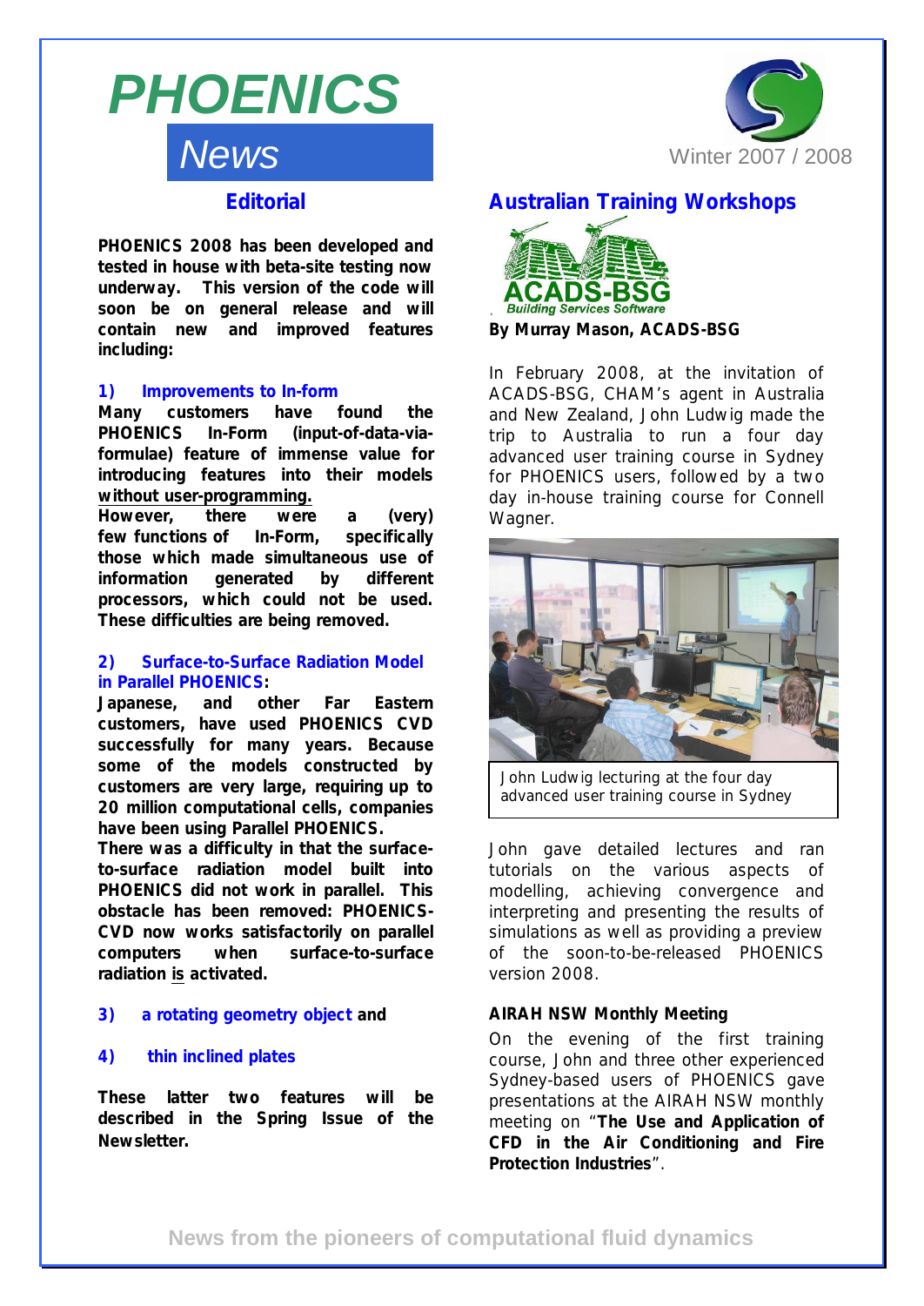# PHOENICS News

Winter 2007 / 2008

## Editorial

**PHOENICS 2008 has been developed and tested in house with beta-site testing now underway. This version of the code will soon be on general release and will contain new and improved features including:**

### 1) Improvements to In-form

**Many customers have found the PHOENICS In-Form (input-of-data-via-formulae) feature of immense value for introducing features into their models without user-programming.**

**However, there were a (very) few functions of In-Form, specifically those which made simultaneous use of information generated by different processors, which could not be used. These difficulties are being removed.**

### 2) Surface-to-Surface Radiation Model in Parallel PHOENICS:

**Japanese, and other Far Eastern customers, have used PHOENICS CVD successfully for many years. Because some of the models constructed by customers are very large, requiring up to 20 million computational cells, companies have been using Parallel PHOENICS.**

**There was a difficulty in that the surface-to-surface radiation model built into PHOENICS did not work in parallel. This obstacle has been removed: PHOENICS-CVD now works satisfactorily on parallel computers when surface-to-surface radiation is activated.**

### 3) a rotating geometry object and

### 4) thin inclined plates

**These latter two features will be described in the Spring Issue of the Newsletter.**

## Australian Training Workshops

ACADS-BSG Building Services Software

**By Murray Mason, ACADS-BSG**

In February 2008, at the invitation of ACADS-BSG, CHAM's agent in Australia and New Zealand, John Ludwig made the trip to Australia to run a four day advanced user training course in Sydney for PHOENICS users, followed by a two day in-house training course for Connell Wagner.

John Ludwig lecturing at the four day advanced user training course in Sydney

John gave detailed lectures and ran tutorials on the various aspects of modelling, achieving convergence and interpreting and presenting the results of simulations as well as providing a preview of the soon-to-be-released PHOENICS version 2008.

### AIRAH NSW Monthly Meeting

On the evening of the first training course, John and three other experienced Sydney-based users of PHOENICS gave presentations at the AIRAH NSW monthly meeting on "**The Use and Application of CFD in the Air Conditioning and Fire Protection Industries**".

News from the pioneers of computational fluid dynamics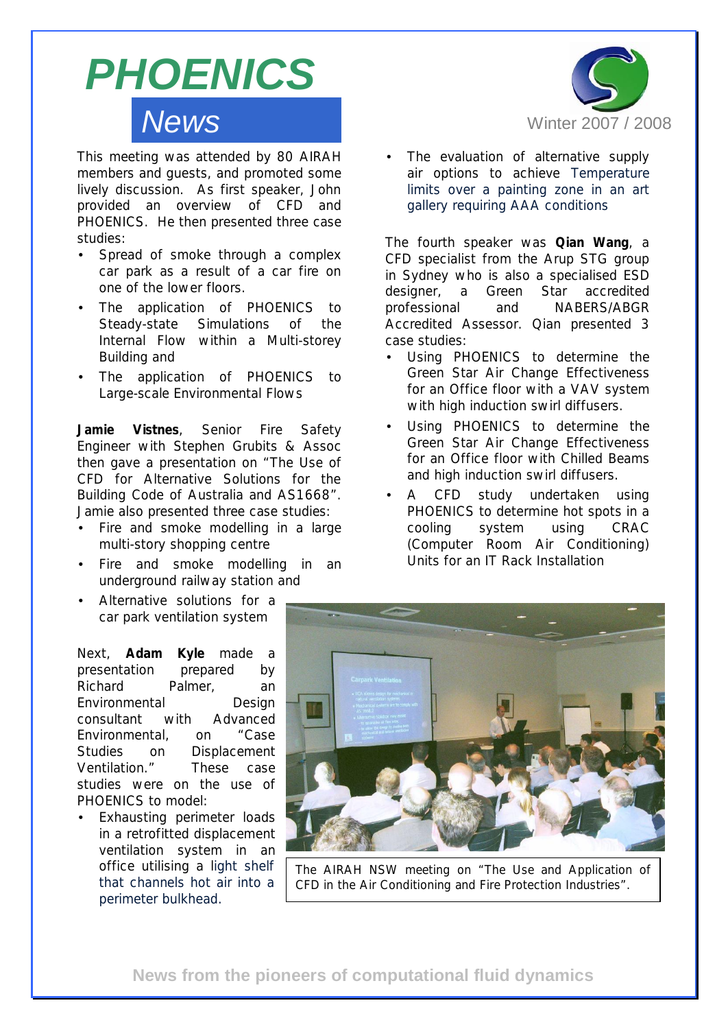This meeting was attended by 80 AIRAH members and guests, and promoted some lively discussion. As first speaker, John provided an overview of CFD and PHOENICS. He then presented three case studies:

- Spread of smoke through a complex car park as a result of a car fire on one of the lower floors.
- The application of PHOENICS to Steady-state Simulations of the Internal Flow within a Multi-storey Building and
- The application of PHOENICS to Large-scale Environmental Flows

**Jamie Vistnes**, Senior Fire Safety Engineer with Stephen Grubits & Assoc then gave a presentation on "The Use of CFD for Alternative Solutions for the Building Code of Australia and AS1668". Jamie also presented three case studies:

- Fire and smoke modelling in a large multi-story shopping centre
- Fire and smoke modelling in an underground railway station and
- Alternative solutions for a car park ventilation system

Next, **Adam Kyle** made a presentation prepared by Richard Palmer, an Environmental Design consultant with Advanced Environmental, on "Case Studies on Displacement Ventilation." These case studies were on the use of PHOENICS to model:

- Exhausting perimeter loads in a retrofitted displacement ventilation system in an office utilising a light shelf that channels hot air into a perimeter bulkhead.
- The evaluation of alternative supply air options to achieve Temperature limits over a painting zone in an art gallery requiring AAA conditions

The fourth speaker was **Qian Wang**, a CFD specialist from the Arup STG group in Sydney who is also a specialised ESD designer, a Green Star accredited professional and NABERS/ABGR Accredited Assessor. Qian presented 3 case studies:

- Using PHOENICS to determine the Green Star Air Change Effectiveness for an Office floor with a VAV system with high induction swirl diffusers.
- Using PHOENICS to determine the Green Star Air Change Effectiveness for an Office floor with Chilled Beams and high induction swirl diffusers.
- A CFD study undertaken using PHOENICS to determine hot spots in a cooling system using CRAC (Computer Room Air Conditioning) Units for an IT Rack Installation

The AIRAH NSW meeting on "The Use and Application of CFD in the Air Conditioning and Fire Protection Industries".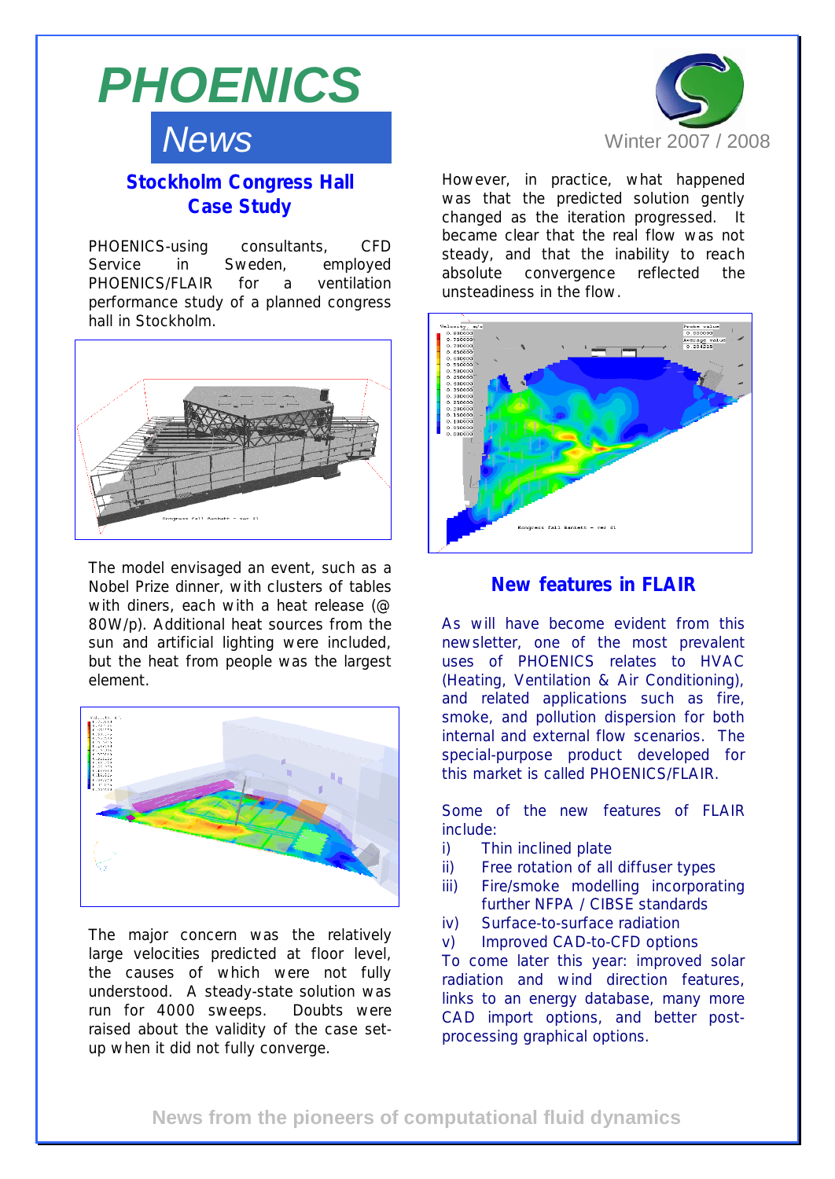# PHOENICS News

Winter 2007 / 2008

## Stockholm Congress Hall Case Study

PHOENICS-using consultants, CFD Service in Sweden, employed PHOENICS/FLAIR for a ventilation performance study of a planned congress hall in Stockholm.

The model envisaged an event, such as a Nobel Prize dinner, with clusters of tables with diners, each with a heat release (@ 80W/p). Additional heat sources from the sun and artificial lighting were included, but the heat from people was the largest element.

The major concern was the relatively large velocities predicted at floor level, the causes of which were not fully understood. A steady-state solution was run for 4000 sweeps. Doubts were raised about the validity of the case set-up when it did not fully converge.

However, in practice, what happened was that the predicted solution gently changed as the iteration progressed. It became clear that the real flow was not steady, and that the inability to reach absolute convergence reflected the unsteadiness in the flow.

## New features in FLAIR

As will have become evident from this newsletter, one of the most prevalent uses of PHOENICS relates to HVAC (Heating, Ventilation & Air Conditioning), and related applications such as fire, smoke, and pollution dispersion for both internal and external flow scenarios. The special-purpose product developed for this market is called PHOENICS/FLAIR.

Some of the new features of FLAIR include:

- i) Thin inclined plate
- ii) Free rotation of all diffuser types
- iii) Fire/smoke modelling incorporating further NFPA / CIBSE standards
- iv) Surface-to-surface radiation
- v) Improved CAD-to-CFD options

To come later this year: improved solar radiation and wind direction features, links to an energy database, many more CAD import options, and better post-processing graphical options.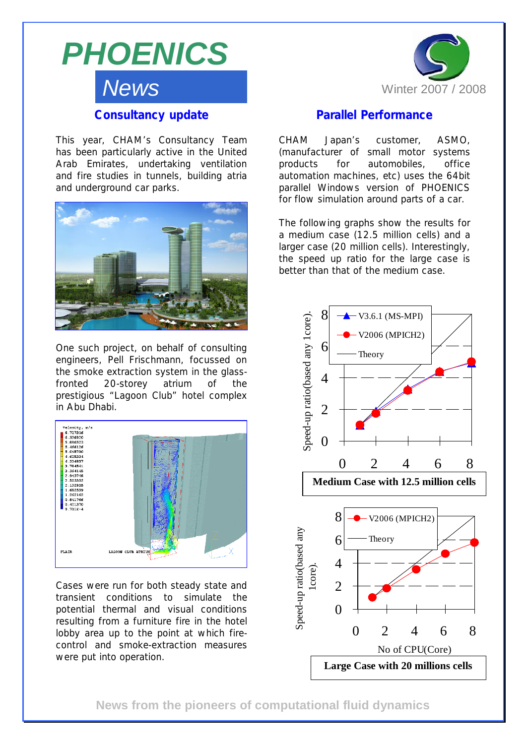# PHOENICS News

Winter 2007 / 2008

## Consultancy update

This year, CHAM's Consultancy Team has been particularly active in the United Arab Emirates, undertaking ventilation and fire studies in tunnels, building atria and underground car parks.

One such project, on behalf of consulting engineers, Pell Frischmann, focussed on the smoke extraction system in the glass-fronted 20-storey atrium of the prestigious "Lagoon Club" hotel complex in Abu Dhabi.

Cases were run for both steady state and transient conditions to simulate the potential thermal and visual conditions resulting from a furniture fire in the hotel lobby area up to the point at which fire-control and smoke-extraction measures were put into operation.

## Parallel Performance

CHAM Japan's customer, ASMO, (manufacturer of small motor systems products for automobiles, office automation machines, etc) uses the 64bit parallel Windows version of PHOENICS for flow simulation around parts of a car.

The following graphs show the results for a medium case (12.5 million cells) and a larger case (20 million cells). Interestingly, the speed up ratio for the large case is better than that of the medium case.

**Medium Case with 12.5 million cells**

**Large Case with 20 millions cells**

News from the pioneers of computational fluid dynamics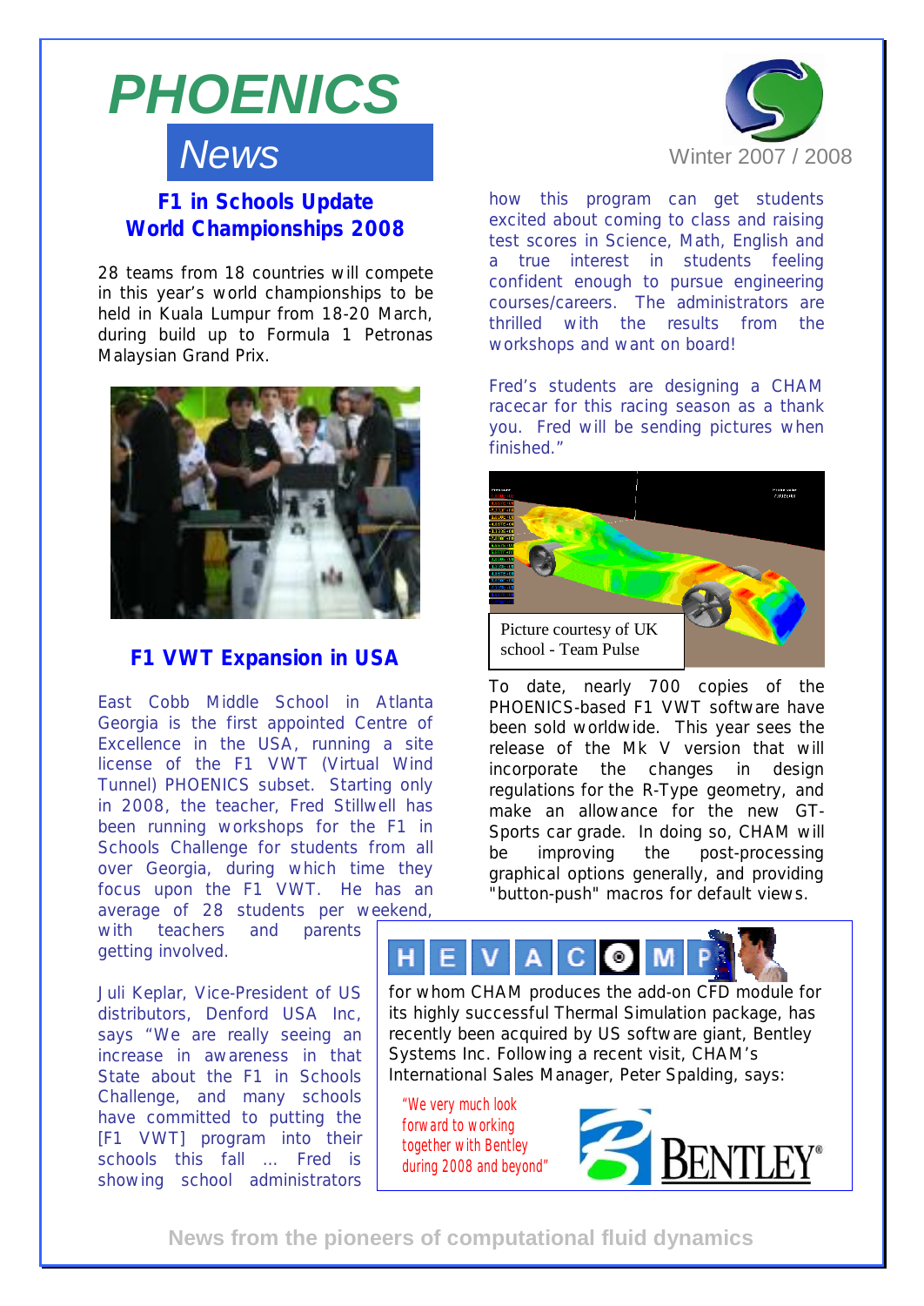# PHOENICS News

Winter 2007 / 2008

## F1 in Schools Update World Championships 2008

28 teams from 18 countries will compete in this year's world championships to be held in Kuala Lumpur from 18-20 March, during build up to Formula 1 Petronas Malaysian Grand Prix.

## F1 VWT Expansion in USA

East Cobb Middle School in Atlanta Georgia is the first appointed Centre of Excellence in the USA, running a site license of the F1 VWT (Virtual Wind Tunnel) PHOENICS subset. Starting only in 2008, the teacher, Fred Stillwell has been running workshops for the F1 in Schools Challenge for students from all over Georgia, during which time they focus upon the F1 VWT. He has an average of 28 students per weekend, with teachers and parents getting involved.

Juli Keplar, Vice-President of US distributors, Denford USA Inc, says "We are really seeing an increase in awareness in that State about the F1 in Schools Challenge, and many schools have committed to putting the [F1 VWT] program into their schools this fall ... Fred is showing school administrators how this program can get students excited about coming to class and raising test scores in Science, Math, English and a true interest in students feeling confident enough to pursue engineering courses/careers. The administrators are thrilled with the results from the workshops and want on board!

Fred's students are designing a CHAM racecar for this racing season as a thank you. Fred will be sending pictures when finished."

Picture courtesy of UK school - Team Pulse

To date, nearly 700 copies of the PHOENICS-based F1 VWT software have been sold worldwide. This year sees the release of the Mk V version that will incorporate the changes in design regulations for the R-Type geometry, and make an allowance for the new GT-Sports car grade. In doing so, CHAM will be improving the post-processing graphical options generally, and providing "button-push" macros for default views.

HEVACOMP, for whom CHAM produces the add-on CFD module for its highly successful Thermal Simulation package, has recently been acquired by US software giant, Bentley Systems Inc. Following a recent visit, CHAM's International Sales Manager, Peter Spalding, says:

"We very much look forward to working together with Bentley during 2008 and beyond"

News from the pioneers of computational fluid dynamics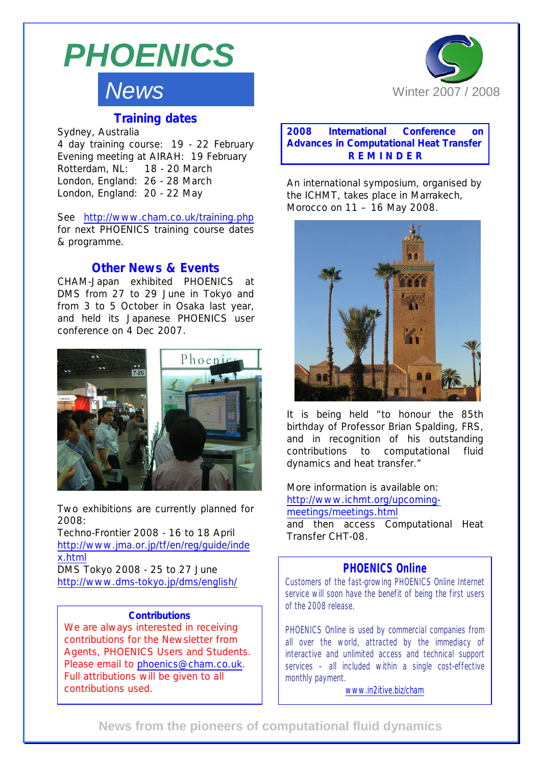# PHOENICS

## News

Winter 2007 / 2008

### Training dates

Sydney, Australia
4 day training course: 19 - 22 February
Evening meeting at AIRAH: 19 February
Rotterdam, NL: 18 - 20 March
London, England: 26 - 28 March
London, England: 20 - 22 May

See http://www.cham.co.uk/training.php for next PHOENICS training course dates & programme.

### Other News & Events

CHAM-Japan exhibited PHOENICS at DMS from 27 to 29 June in Tokyo and from 3 to 5 October in Osaka last year, and held its Japanese PHOENICS user conference on 4 Dec 2007.

Two exhibitions are currently planned for 2008:
Techno-Frontier 2008 - 16 to 18 April
http://www.jma.or.jp/tf/en/reg/guide/index.html
DMS Tokyo 2008 - 25 to 27 June
http://www.dms-tokyo.jp/dms/english/

### Contributions

We are always interested in receiving contributions for the Newsletter from Agents, PHOENICS Users and Students. Please email to phoenics@cham.co.uk. Full attributions will be given to all contributions used.

### 2008 International Conference on Advances in Computational Heat Transfer REMINDER

An international symposium, organised by the ICHMT, takes place in Marrakech, Morocco on 11 – 16 May 2008.

It is being held "to honour the 85th birthday of Professor Brian Spalding, FRS, and in recognition of his outstanding contributions to computational fluid dynamics and heat transfer."

More information is available on:
http://www.ichmt.org/upcoming-meetings/meetings.html
and then access Computational Heat Transfer CHT-08.

### PHOENICS Online

Customers of the fast-growing PHOENICS Online Internet service will soon have the benefit of being the first users of the 2008 release.

PHOENICS Online is used by commercial companies from all over the world, attracted by the immediacy of interactive and unlimited access and technical support services – all included within a single cost-effective monthly payment.

www.in2itive.biz/cham

News from the pioneers of computational fluid dynamics